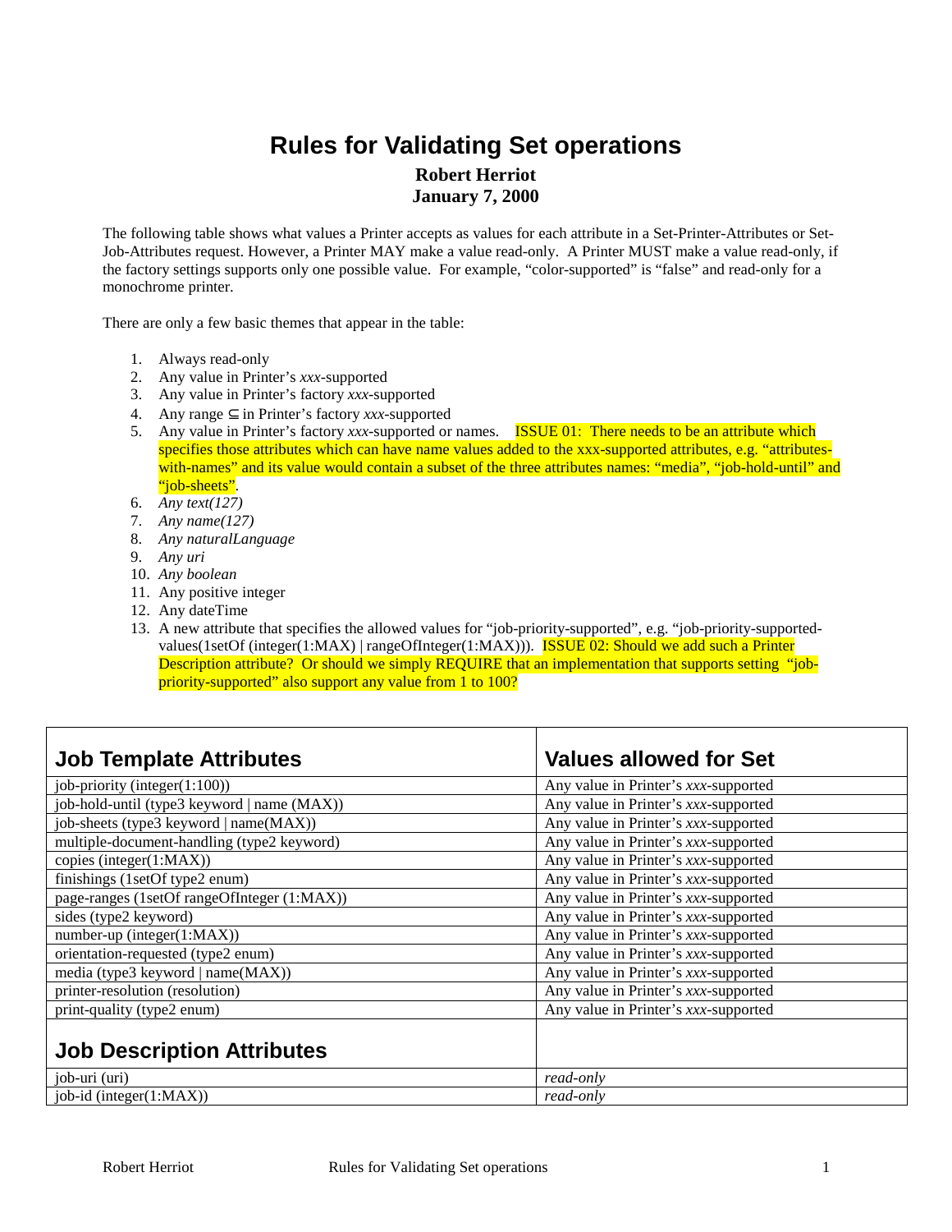# Rules for Validating Set operations

**Robert Herriot**
**January 7, 2000**

The following table shows what values a Printer accepts as values for each attribute in a Set-Printer-Attributes or Set-Job-Attributes request. However, a Printer MAY make a value read-only. A Printer MUST make a value read-only, if the factory settings supports only one possible value. For example, “color-supported” is “false” and read-only for a monochrome printer.

There are only a few basic themes that appear in the table:

1. Always read-only
2. Any value in Printer’s *xxx*-supported
3. Any value in Printer’s factory *xxx*-supported
4. Any range ⊆ in Printer’s factory *xxx*-supported
5. Any value in Printer’s factory *xxx*-supported or names. ISSUE 01: There needs to be an attribute which specifies those attributes which can have name values added to the xxx-supported attributes, e.g. “attributes-with-names” and its value would contain a subset of the three attributes names: “media”, “job-hold-until” and “job-sheets”.
6. *Any text(127)*
7. *Any name(127)*
8. *Any naturalLanguage*
9. *Any uri*
10. *Any boolean*
11. Any positive integer
12. Any dateTime
13. A new attribute that specifies the allowed values for “job-priority-supported”, e.g. “job-priority-supported-values(1setOf (integer(1:MAX) | rangeOfInteger(1:MAX))). ISSUE 02: Should we add such a Printer Description attribute? Or should we simply REQUIRE that an implementation that supports setting “job-priority-supported” also support any value from 1 to 100?

| **Job Template Attributes** | **Values allowed for Set** |
|---|---|
| job-priority (integer(1:100)) | Any value in Printer’s *xxx*-supported |
| job-hold-until (type3 keyword \| name (MAX)) | Any value in Printer’s *xxx*-supported |
| job-sheets (type3 keyword \| name(MAX)) | Any value in Printer’s *xxx*-supported |
| multiple-document-handling (type2 keyword) | Any value in Printer’s *xxx*-supported |
| copies (integer(1:MAX)) | Any value in Printer’s *xxx*-supported |
| finishings (1setOf type2 enum) | Any value in Printer’s *xxx*-supported |
| page-ranges (1setOf rangeOfInteger (1:MAX)) | Any value in Printer’s *xxx*-supported |
| sides (type2 keyword) | Any value in Printer’s *xxx*-supported |
| number-up (integer(1:MAX)) | Any value in Printer’s *xxx*-supported |
| orientation-requested (type2 enum) | Any value in Printer’s *xxx*-supported |
| media (type3 keyword \| name(MAX)) | Any value in Printer’s *xxx*-supported |
| printer-resolution (resolution) | Any value in Printer’s *xxx*-supported |
| print-quality (type2 enum) | Any value in Printer’s *xxx*-supported |
| **Job Description Attributes** | |
| job-uri (uri) | *read-only* |
| job-id (integer(1:MAX)) | *read-only* |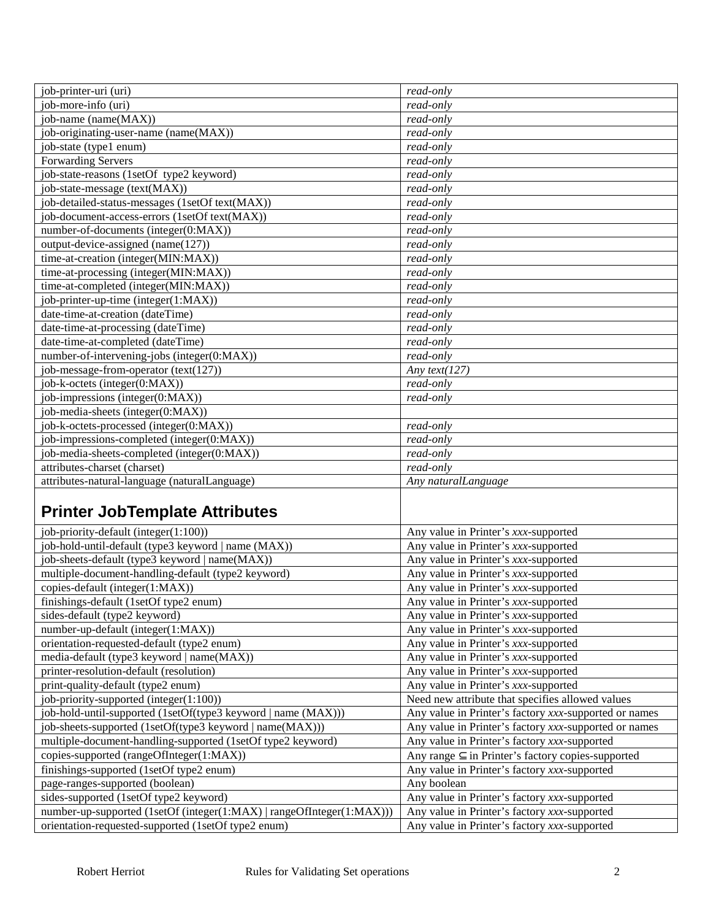| | |
|---|---|
| job-printer-uri (uri) | *read-only* |
| job-more-info (uri) | *read-only* |
| job-name (name(MAX)) | *read-only* |
| job-originating-user-name (name(MAX)) | *read-only* |
| job-state (type1 enum) | *read-only* |
| Forwarding Servers | *read-only* |
| job-state-reasons (1setOf type2 keyword) | *read-only* |
| job-state-message (text(MAX)) | *read-only* |
| job-detailed-status-messages (1setOf text(MAX)) | *read-only* |
| job-document-access-errors (1setOf text(MAX)) | *read-only* |
| number-of-documents (integer(0:MAX)) | *read-only* |
| output-device-assigned (name(127)) | *read-only* |
| time-at-creation (integer(MIN:MAX)) | *read-only* |
| time-at-processing (integer(MIN:MAX)) | *read-only* |
| time-at-completed (integer(MIN:MAX)) | *read-only* |
| job-printer-up-time (integer(1:MAX)) | *read-only* |
| date-time-at-creation (dateTime) | *read-only* |
| date-time-at-processing (dateTime) | *read-only* |
| date-time-at-completed (dateTime) | *read-only* |
| number-of-intervening-jobs (integer(0:MAX)) | *read-only* |
| job-message-from-operator (text(127)) | *Any text(127)* |
| job-k-octets (integer(0:MAX)) | *read-only* |
| job-impressions (integer(0:MAX)) | *read-only* |
| job-media-sheets (integer(0:MAX)) | |
| job-k-octets-processed (integer(0:MAX)) | *read-only* |
| job-impressions-completed (integer(0:MAX)) | *read-only* |
| job-media-sheets-completed (integer(0:MAX)) | *read-only* |
| attributes-charset (charset) | *read-only* |
| attributes-natural-language (naturalLanguage) | *Any naturalLanguage* |
| **Printer JobTemplate Attributes** | |
| job-priority-default (integer(1:100)) | Any value in Printer's *xxx*-supported |
| job-hold-until-default (type3 keyword \| name (MAX)) | Any value in Printer's *xxx*-supported |
| job-sheets-default (type3 keyword \| name(MAX)) | Any value in Printer's *xxx*-supported |
| multiple-document-handling-default (type2 keyword) | Any value in Printer's *xxx*-supported |
| copies-default (integer(1:MAX)) | Any value in Printer's *xxx*-supported |
| finishings-default (1setOf type2 enum) | Any value in Printer's *xxx*-supported |
| sides-default (type2 keyword) | Any value in Printer's *xxx*-supported |
| number-up-default (integer(1:MAX)) | Any value in Printer's *xxx*-supported |
| orientation-requested-default (type2 enum) | Any value in Printer's *xxx*-supported |
| media-default (type3 keyword \| name(MAX)) | Any value in Printer's *xxx*-supported |
| printer-resolution-default (resolution) | Any value in Printer's *xxx*-supported |
| print-quality-default (type2 enum) | Any value in Printer's *xxx*-supported |
| job-priority-supported (integer(1:100)) | Need new attribute that specifies allowed values |
| job-hold-until-supported (1setOf(type3 keyword \| name (MAX))) | Any value in Printer's factory *xxx*-supported or names |
| job-sheets-supported (1setOf(type3 keyword \| name(MAX))) | Any value in Printer's factory *xxx*-supported or names |
| multiple-document-handling-supported (1setOf type2 keyword) | Any value in Printer's factory *xxx*-supported |
| copies-supported (rangeOfInteger(1:MAX)) | Any range $\subseteq$ in Printer's factory copies-supported |
| finishings-supported (1setOf type2 enum) | Any value in Printer's factory *xxx*-supported |
| page-ranges-supported (boolean) | Any boolean |
| sides-supported (1setOf type2 keyword) | Any value in Printer's factory *xxx*-supported |
| number-up-supported (1setOf (integer(1:MAX) \| rangeOfInteger(1:MAX))) | Any value in Printer's factory *xxx*-supported |
| orientation-requested-supported (1setOf type2 enum) | Any value in Printer's factory *xxx*-supported |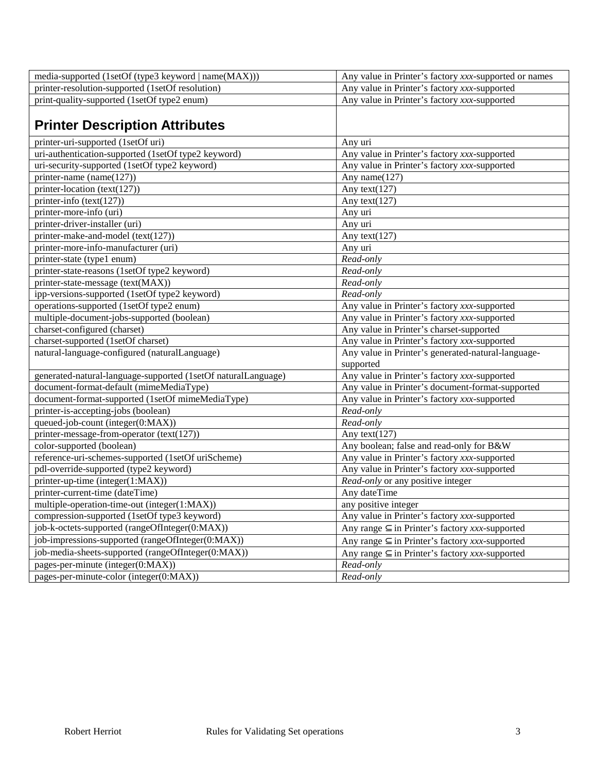| | |
|---|---|
| media-supported (1setOf (type3 keyword \| name(MAX))) | Any value in Printer's factory *xxx*-supported or names |
| printer-resolution-supported (1setOf resolution) | Any value in Printer's factory *xxx*-supported |
| print-quality-supported (1setOf type2 enum) | Any value in Printer's factory *xxx*-supported |
| **Printer Description Attributes** | |
| printer-uri-supported (1setOf uri) | Any uri |
| uri-authentication-supported (1setOf type2 keyword) | Any value in Printer's factory *xxx*-supported |
| uri-security-supported (1setOf type2 keyword) | Any value in Printer's factory *xxx*-supported |
| printer-name (name(127)) | Any name(127) |
| printer-location (text(127)) | Any text(127) |
| printer-info (text(127)) | Any text(127) |
| printer-more-info (uri) | Any uri |
| printer-driver-installer (uri) | Any uri |
| printer-make-and-model (text(127)) | Any text(127) |
| printer-more-info-manufacturer (uri) | Any uri |
| printer-state (type1 enum) | *Read-only* |
| printer-state-reasons (1setOf type2 keyword) | *Read-only* |
| printer-state-message (text(MAX)) | *Read-only* |
| ipp-versions-supported (1setOf type2 keyword) | *Read-only* |
| operations-supported (1setOf type2 enum) | Any value in Printer's factory *xxx*-supported |
| multiple-document-jobs-supported (boolean) | Any value in Printer's factory *xxx*-supported |
| charset-configured (charset) | Any value in Printer's charset-supported |
| charset-supported (1setOf charset) | Any value in Printer's factory *xxx*-supported |
| natural-language-configured (naturalLanguage) | Any value in Printer's generated-natural-language-supported |
| generated-natural-language-supported (1setOf naturalLanguage) | Any value in Printer's factory *xxx*-supported |
| document-format-default (mimeMediaType) | Any value in Printer's document-format-supported |
| document-format-supported (1setOf mimeMediaType) | Any value in Printer's factory *xxx*-supported |
| printer-is-accepting-jobs (boolean) | *Read-only* |
| queued-job-count (integer(0:MAX)) | *Read-only* |
| printer-message-from-operator (text(127)) | Any text(127) |
| color-supported (boolean) | Any boolean; false and read-only for B&W |
| reference-uri-schemes-supported (1setOf uriScheme) | Any value in Printer's factory *xxx*-supported |
| pdl-override-supported (type2 keyword) | Any value in Printer's factory *xxx*-supported |
| printer-up-time (integer(1:MAX)) | *Read-only* or any positive integer |
| printer-current-time (dateTime) | Any dateTime |
| multiple-operation-time-out (integer(1:MAX)) | any positive integer |
| compression-supported (1setOf type3 keyword) | Any value in Printer's factory *xxx*-supported |
| job-k-octets-supported (rangeOfInteger(0:MAX)) | Any range ⊆ in Printer's factory *xxx*-supported |
| job-impressions-supported (rangeOfInteger(0:MAX)) | Any range ⊆ in Printer's factory *xxx*-supported |
| job-media-sheets-supported (rangeOfInteger(0:MAX)) | Any range ⊆ in Printer's factory *xxx*-supported |
| pages-per-minute (integer(0:MAX)) | *Read-only* |
| pages-per-minute-color (integer(0:MAX)) | *Read-only* |